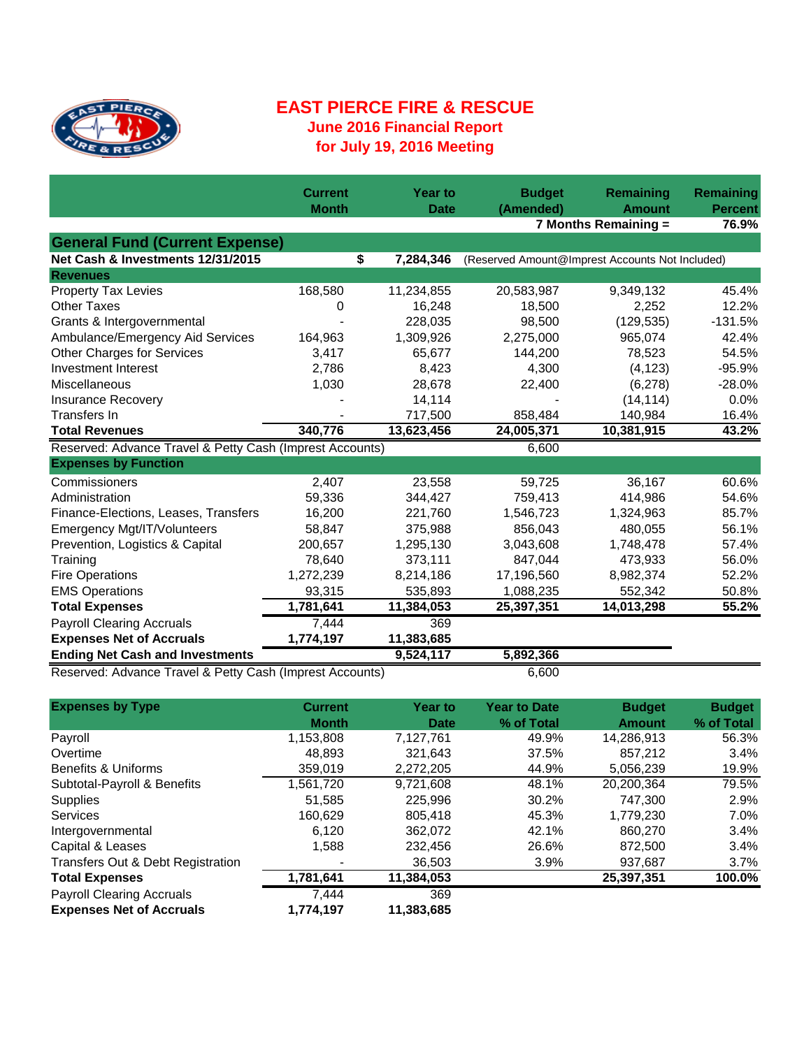# EAST PIERCE FIRE & RESCUE

## June 2016 Financial Report
## for July 19, 2016 Meeting

| | Current Month | Year to Date | Budget (Amended) | Remaining Amount | Remaining Percent |
|---|---|---|---|---|---|
| | | | | 7 Months Remaining = | 76.9% |
| **General Fund (Current Expense)** | | | | | |
| **Net Cash & Investments 12/31/2015** | $ | 7,284,346 | (Reserved Amount@Imprest Accounts Not Included) | | |
| **Revenues** | | | | | |
| Property Tax Levies | 168,580 | 11,234,855 | 20,583,987 | 9,349,132 | 45.4% |
| Other Taxes | 0 | 16,248 | 18,500 | 2,252 | 12.2% |
| Grants & Intergovernmental | - | 228,035 | 98,500 | (129,535) | -131.5% |
| Ambulance/Emergency Aid Services | 164,963 | 1,309,926 | 2,275,000 | 965,074 | 42.4% |
| Other Charges for Services | 3,417 | 65,677 | 144,200 | 78,523 | 54.5% |
| Investment Interest | 2,786 | 8,423 | 4,300 | (4,123) | -95.9% |
| Miscellaneous | 1,030 | 28,678 | 22,400 | (6,278) | -28.0% |
| Insurance Recovery | - | 14,114 | - | (14,114) | 0.0% |
| Transfers In | - | 717,500 | 858,484 | 140,984 | 16.4% |
| **Total Revenues** | **340,776** | **13,623,456** | **24,005,371** | **10,381,915** | **43.2%** |
| Reserved: Advance Travel & Petty Cash (Imprest Accounts) | | | 6,600 | | |
| **Expenses by Function** | | | | | |
| Commissioners | 2,407 | 23,558 | 59,725 | 36,167 | 60.6% |
| Administration | 59,336 | 344,427 | 759,413 | 414,986 | 54.6% |
| Finance-Elections, Leases, Transfers | 16,200 | 221,760 | 1,546,723 | 1,324,963 | 85.7% |
| Emergency Mgt/IT/Volunteers | 58,847 | 375,988 | 856,043 | 480,055 | 56.1% |
| Prevention, Logistics & Capital | 200,657 | 1,295,130 | 3,043,608 | 1,748,478 | 57.4% |
| Training | 78,640 | 373,111 | 847,044 | 473,933 | 56.0% |
| Fire Operations | 1,272,239 | 8,214,186 | 17,196,560 | 8,982,374 | 52.2% |
| EMS Operations | 93,315 | 535,893 | 1,088,235 | 552,342 | 50.8% |
| **Total Expenses** | **1,781,641** | **11,384,053** | **25,397,351** | **14,013,298** | **55.2%** |
| Payroll Clearing Accruals | 7,444 | 369 | | | |
| **Expenses Net of Accruals** | **1,774,197** | **11,383,685** | | | |
| **Ending Net Cash and Investments** | | **9,524,117** | **5,892,366** | | |
| Reserved: Advance Travel & Petty Cash (Imprest Accounts) | | | 6,600 | | |

| **Expenses by Type** | Current Month | Year to Date | Year to Date % of Total | Budget Amount | Budget % of Total |
|---|---|---|---|---|---|
| Payroll | 1,153,808 | 7,127,761 | 49.9% | 14,286,913 | 56.3% |
| Overtime | 48,893 | 321,643 | 37.5% | 857,212 | 3.4% |
| Benefits & Uniforms | 359,019 | 2,272,205 | 44.9% | 5,056,239 | 19.9% |
| Subtotal-Payroll & Benefits | 1,561,720 | 9,721,608 | 48.1% | 20,200,364 | 79.5% |
| Supplies | 51,585 | 225,996 | 30.2% | 747,300 | 2.9% |
| Services | 160,629 | 805,418 | 45.3% | 1,779,230 | 7.0% |
| Intergovernmental | 6,120 | 362,072 | 42.1% | 860,270 | 3.4% |
| Capital & Leases | 1,588 | 232,456 | 26.6% | 872,500 | 3.4% |
| Transfers Out & Debt Registration | - | 36,503 | 3.9% | 937,687 | 3.7% |
| **Total Expenses** | **1,781,641** | **11,384,053** | | **25,397,351** | **100.0%** |
| Payroll Clearing Accruals | 7,444 | 369 | | | |
| **Expenses Net of Accruals** | **1,774,197** | **11,383,685** | | | |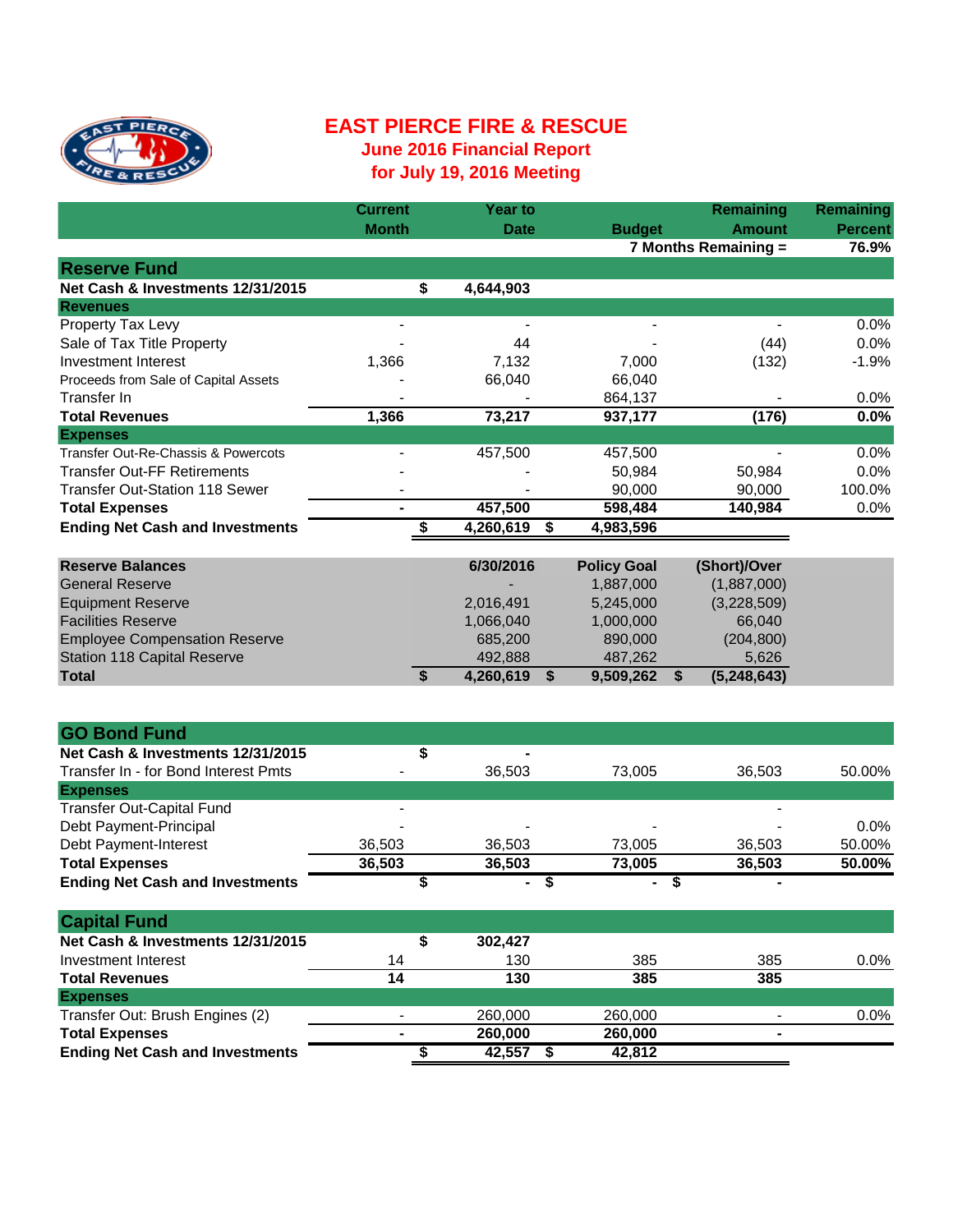# EAST PIERCE FIRE & RESCUE

## June 2016 Financial Report
## for July 19, 2016 Meeting

| | Current Month | Year to Date | Budget | Remaining Amount | Remaining Percent |
|---|---|---|---|---|---|
| | | | **7 Months Remaining =** | | **76.9%** |
| **Reserve Fund** | | | | | |
| **Net Cash & Investments 12/31/2015** | | **$ 4,644,903** | | | |
| **Revenues** | | | | | |
| Property Tax Levy | - | - | - | - | 0.0% |
| Sale of Tax Title Property | - | 44 | - | (44) | 0.0% |
| Investment Interest | 1,366 | 7,132 | 7,000 | (132) | -1.9% |
| Proceeds from Sale of Capital Assets | - | 66,040 | 66,040 | | |
| Transfer In | - | - | 864,137 | - | 0.0% |
| **Total Revenues** | **1,366** | **73,217** | **937,177** | **(176)** | **0.0%** |
| **Expenses** | | | | | |
| Transfer Out-Re-Chassis & Powercots | - | 457,500 | 457,500 | - | 0.0% |
| Transfer Out-FF Retirements | - | - | 50,984 | 50,984 | 0.0% |
| Transfer Out-Station 118 Sewer | - | - | 90,000 | 90,000 | 100.0% |
| **Total Expenses** | **-** | **457,500** | **598,484** | **140,984** | **0.0%** |
| **Ending Net Cash and Investments** | | **$ 4,260,619** | **$ 4,983,596** | | |

| **Reserve Balances** | **6/30/2016** | **Policy Goal** | **(Short)/Over** |
|---|---|---|---|
| General Reserve | - | 1,887,000 | (1,887,000) |
| Equipment Reserve | 2,016,491 | 5,245,000 | (3,228,509) |
| Facilities Reserve | 1,066,040 | 1,000,000 | 66,040 |
| Employee Compensation Reserve | 685,200 | 890,000 | (204,800) |
| Station 118 Capital Reserve | 492,888 | 487,262 | 5,626 |
| **Total** | **$ 4,260,619** | **$ 9,509,262** | **$ (5,248,643)** |

| | Current Month | Year to Date | Budget | Remaining Amount | Remaining Percent |
|---|---|---|---|---|---|
| **GO Bond Fund** | | | | | |
| **Net Cash & Investments 12/31/2015** | | **$ -** | | | |
| Transfer In - for Bond Interest Pmts | - | 36,503 | 73,005 | 36,503 | 50.00% |
| **Expenses** | | | | | |
| Transfer Out-Capital Fund | - | | | - | |
| Debt Payment-Principal | - | - | - | - | 0.0% |
| Debt Payment-Interest | 36,503 | 36,503 | 73,005 | 36,503 | 50.00% |
| **Total Expenses** | **36,503** | **36,503** | **73,005** | **36,503** | **50.00%** |
| **Ending Net Cash and Investments** | | **$ -** | **$ -** | **$ -** | |

| | Current Month | Year to Date | Budget | Remaining Amount | Remaining Percent |
|---|---|---|---|---|---|
| **Capital Fund** | | | | | |
| **Net Cash & Investments 12/31/2015** | | **$ 302,427** | | | |
| Investment Interest | 14 | 130 | 385 | 385 | 0.0% |
| **Total Revenues** | **14** | **130** | **385** | **385** | |
| **Expenses** | | | | | |
| Transfer Out: Brush Engines (2) | - | 260,000 | 260,000 | - | 0.0% |
| **Total Expenses** | **-** | **260,000** | **260,000** | **-** | |
| **Ending Net Cash and Investments** | | **$ 42,557** | **$ 42,812** | | |